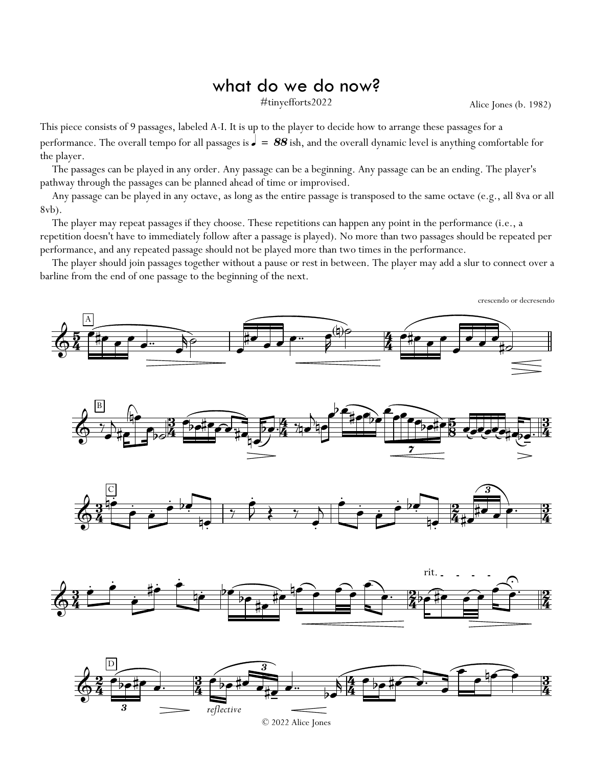# what do we do now?

#tinyefforts2022

Alice Jones (b. 1982)

This piece consists of 9 passages, labeled A-I. It is up to the player to decide how to arrange these passages for a performance. The overall tempo for all passages is ♩ = *88* ish, and the overall dynamic level is anything comfortable for the player.

The passages can be played in any order. Any passage can be a beginning. Any passage can be an ending. The player's pathway through the passages can be planned ahead of time or improvised.

Any passage can be played in any octave, as long as the entire passage is transposed to the same octave (e.g., all 8va or all 8vb).

The player may repeat passages if they choose. These repetitions can happen any point in the performance (i.e., a repetition doesn't have to immediately follow after a passage is played). No more than two passages should be repeated per performance, and any repeated passage should not be played more than two times in the performance.

The player should join passages together without a pause or rest in between. The player may add a slur to connect over a barline from the end of one passage to the beginning of the next.

crescendo or decresendo

A

B

C

rit.

D

*reflective*

© 2022 Alice Jones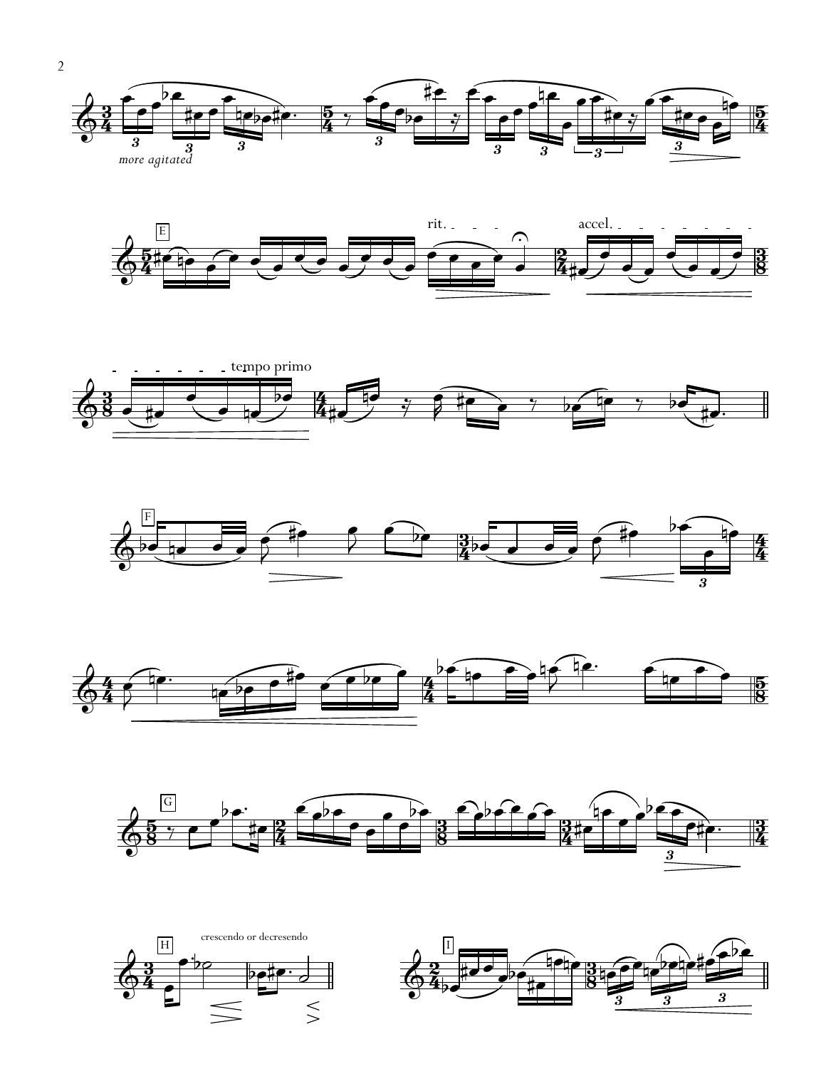more agitated

E

rit.

accel.

tempo primo

F

G

H

crescendo or decresendo

I